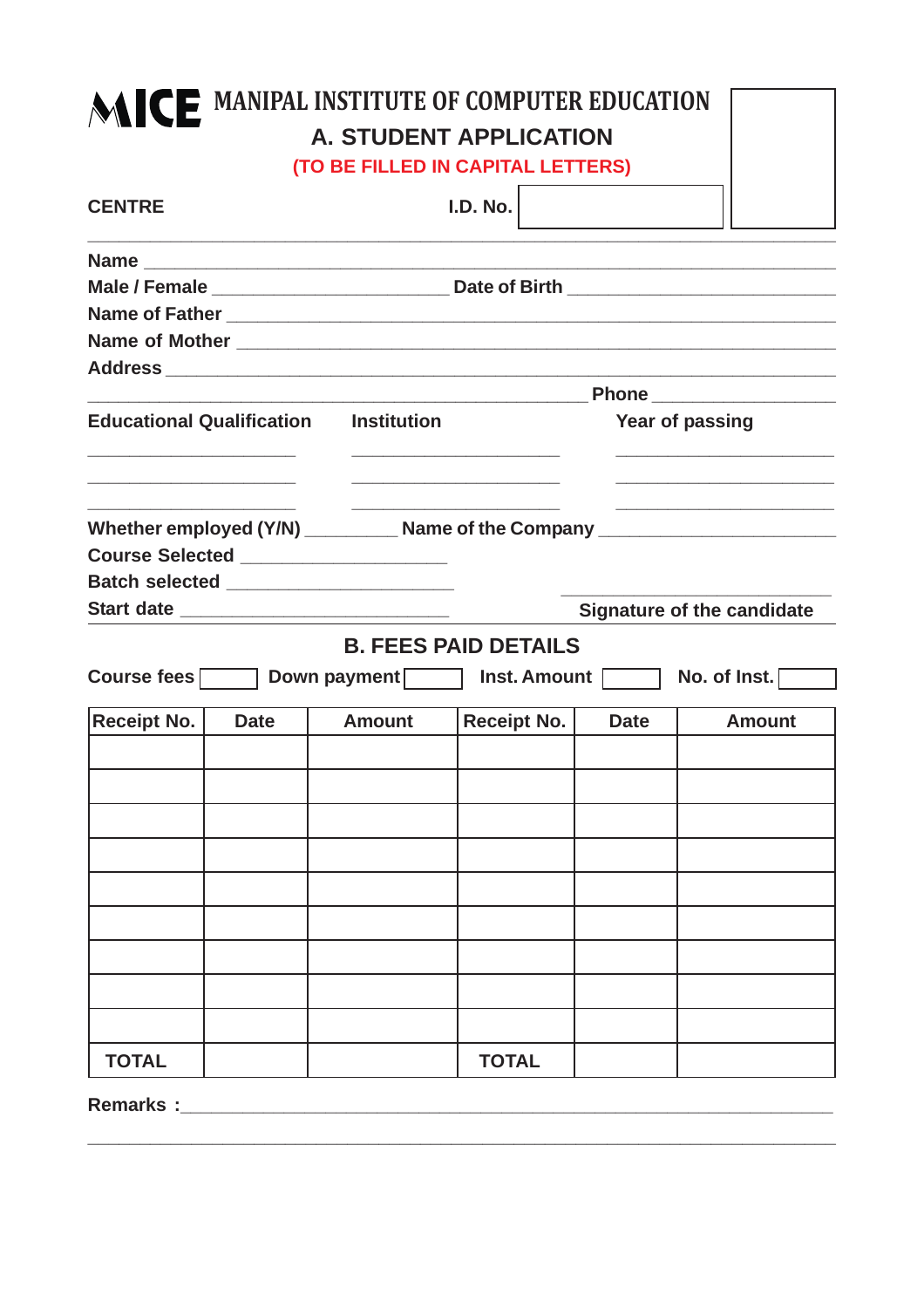# MICE MANIPAL INSTITUTE OF COMPUTER EDUCATION

## A. STUDENT APPLICATION

**(TO BE FILLED IN CAPITAL LETTERS)**

**CENTRE** **I.D. No.** ____________

---

**Name** ______________________________________________

**Male / Female** ____________________ **Date of Birth** ____________________

**Name of Father** ______________________________________________

**Name of Mother** ______________________________________________

**Address** ______________________________________________

______________________________________________ **Phone** ____________

| Educational Qualification | Institution | Year of passing |
|---|---|---|
| ____________ | ____________ | ____________ |
| ____________ | ____________ | ____________ |
| ____________ | ____________ | ____________ |

**Whether employed (Y/N)** ________ **Name of the Company** ____________________

**Course Selected** ____________________

**Batch selected** ____________________

**Start date** ____________________ ____________________

**Signature of the candidate**

## B. FEES PAID DETAILS

**Course fees** [ ] **Down payment** [ ] **Inst. Amount** [ ] **No. of Inst.** [ ]

| Receipt No. | Date | Amount | Receipt No. | Date | Amount |
|---|---|---|---|---|---|
| | | | | | |
| | | | | | |
| | | | | | |
| | | | | | |
| | | | | | |
| | | | | | |
| | | | | | |
| | | | | | |
| | | | | | |
| TOTAL | | | TOTAL | | |

**Remarks :** ______________________________________________

______________________________________________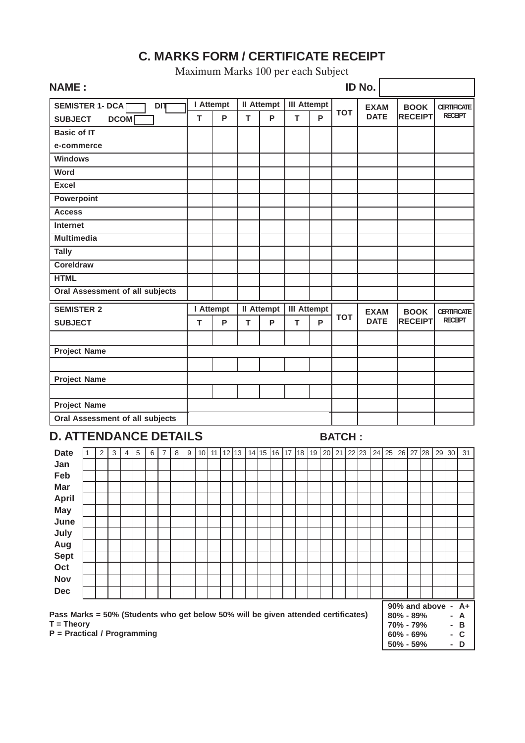## C. MARKS FORM / CERTIFICATE RECEIPT

Maximum Marks 100 per each Subject

**NAME :** **ID No.**

| SEMISTER 1- DCA ☐ DIT ☐ SUBJECT DCOM ☐ | I Attempt | | II Attempt | | III Attempt | | TOT | EXAM DATE | BOOK RECEIPT | CERTIFICATE RECEIPT |
|---|---|---|---|---|---|---|---|---|---|---|
| | T | P | T | P | T | P | | | | |
| Basic of IT e-commerce | | | | | | | | | | |
| Windows | | | | | | | | | | |
| Word | | | | | | | | | | |
| Excel | | | | | | | | | | |
| Powerpoint | | | | | | | | | | |
| Access | | | | | | | | | | |
| Internet | | | | | | | | | | |
| Multimedia | | | | | | | | | | |
| Tally | | | | | | | | | | |
| Coreldraw | | | | | | | | | | |
| HTML | | | | | | | | | | |
| Oral Assessment of all subjects | | | | | | | | | | |

| SEMISTER 2 SUBJECT | I Attempt | | II Attempt | | III Attempt | | TOT | EXAM DATE | BOOK RECEIPT | CERTIFICATE RECEIPT |
|---|---|---|---|---|---|---|---|---|---|---|
| | T | P | T | P | T | P | | | | |
| | | | | | | | | | | |
| Project Name | | | | | | | | | | |
| | | | | | | | | | | |
| Project Name | | | | | | | | | | |
| | | | | | | | | | | |
| Project Name | | | | | | | | | | |
| Oral Assessment of all subjects | | | | | | | | | | |

## D. ATTENDANCE DETAILS

**BATCH :**

| Date | 1 | 2 | 3 | 4 | 5 | 6 | 7 | 8 | 9 | 10 | 11 | 12 | 13 | 14 | 15 | 16 | 17 | 18 | 19 | 20 | 21 | 22 | 23 | 24 | 25 | 26 | 27 | 28 | 29 | 30 | 31 |
|---|---|---|---|---|---|---|---|---|---|---|---|---|---|---|---|---|---|---|---|---|---|---|---|---|---|---|---|---|---|---|---|
| Jan | | | | | | | | | | | | | | | | | | | | | | | | | | | | | | | |
| Feb | | | | | | | | | | | | | | | | | | | | | | | | | | | | | | | |
| Mar | | | | | | | | | | | | | | | | | | | | | | | | | | | | | | | |
| April | | | | | | | | | | | | | | | | | | | | | | | | | | | | | | | |
| May | | | | | | | | | | | | | | | | | | | | | | | | | | | | | | | |
| June | | | | | | | | | | | | | | | | | | | | | | | | | | | | | | | |
| July | | | | | | | | | | | | | | | | | | | | | | | | | | | | | | | |
| Aug | | | | | | | | | | | | | | | | | | | | | | | | | | | | | | | |
| Sept | | | | | | | | | | | | | | | | | | | | | | | | | | | | | | | |
| Oct | | | | | | | | | | | | | | | | | | | | | | | | | | | | | | | |
| Nov | | | | | | | | | | | | | | | | | | | | | | | | | | | | | | | |
| Dec | | | | | | | | | | | | | | | | | | | | | | | | | | | | | | | |

**Pass Marks = 50% (Students who get below 50% will be given attended certificates)**
**T = Theory**
**P = Practical / Programming**

| | |
|---|---|
| 90% and above | A+ |
| 80% - 89% | A |
| 70% - 79% | B |
| 60% - 69% | C |
| 50% - 59% | D |